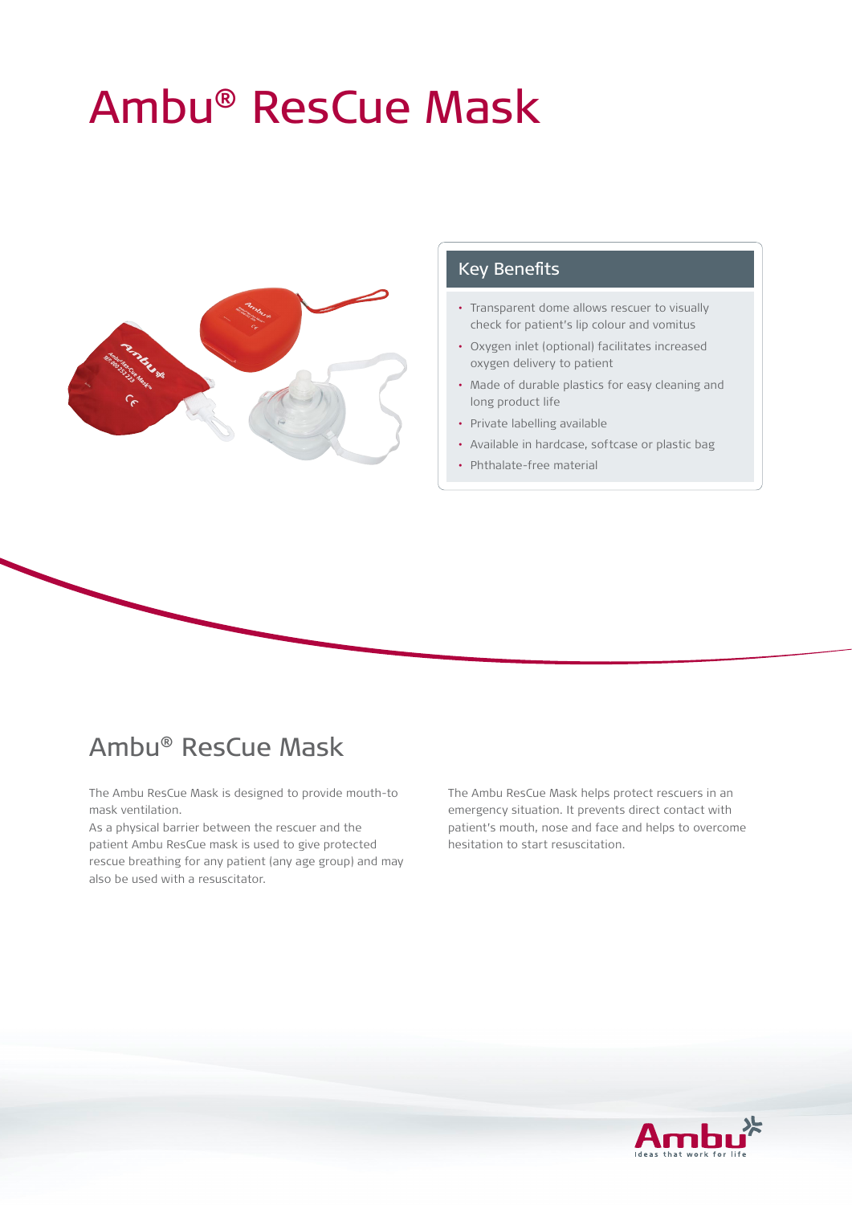# Ambu® ResCue Mask

## Key Benefits

- Transparent dome allows rescuer to visually check for patient's lip colour and vomitus
- Oxygen inlet (optional) facilitates increased oxygen delivery to patient
- Made of durable plastics for easy cleaning and long product life
- Private labelling available
- Available in hardcase, softcase or plastic bag
- Phthalate-free material

## Ambu® ResCue Mask

The Ambu ResCue Mask is designed to provide mouth-to mask ventilation.
As a physical barrier between the rescuer and the patient Ambu ResCue mask is used to give protected rescue breathing for any patient (any age group) and may also be used with a resuscitator.

The Ambu ResCue Mask helps protect rescuers in an emergency situation. It prevents direct contact with patient's mouth, nose and face and helps to overcome hesitation to start resuscitation.

Ambu
Ideas that work for life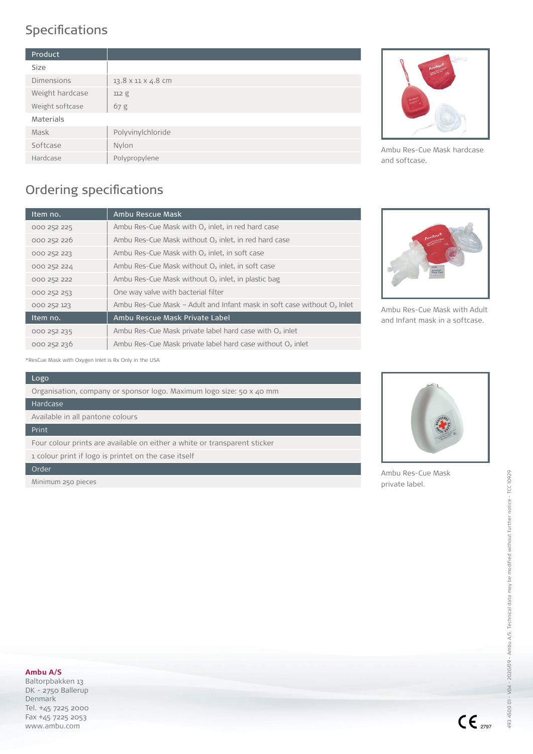## Specifications

| Product | |
|---|---|
| **Size** | |
| Dimensions | 13.8 x 11 x 4.8 cm |
| Weight hardcase | 112 g |
| Weight softcase | 67 g |
| **Materials** | |
| Mask | Polyvinylchloride |
| Softcase | Nylon |
| Hardcase | Polypropylene |

Ambu Res-Cue Mask hardcase and softcase.

## Ordering specifications

| Item no. | Ambu Rescue Mask |
|---|---|
| 000 252 225 | Ambu Res-Cue Mask with $O_2$ inlet, in red hard case |
| 000 252 226 | Ambu Res-Cue Mask without $O_2$ inlet, in red hard case |
| 000 252 223 | Ambu Res-Cue Mask with $O_2$ inlet, in soft case |
| 000 252 224 | Ambu Res-Cue Mask without $O_2$ inlet, in soft case |
| 000 252 222 | Ambu Res-Cue Mask without $O_2$ inlet, in plastic bag |
| 000 252 253 | One way valve with bacterial filter |
| 000 252 123 | Ambu Res-Cue Mask – Adult and Infant mask in soft case without $O_2$ Inlet |
| **Item no.** | **Ambu Rescue Mask Private Label** |
| 000 252 235 | Ambu Res-Cue Mask private label hard case with $O_2$ inlet |
| 000 252 236 | Ambu Res-Cue Mask private label hard case without $O_2$ inlet |

*ResCue Mask with Oxygen Inlet is Rx Only in the USA

Ambu Res-Cue Mask with Adult and Infant mask in a softcase.

| Logo |
|---|
| Organisation, company or sponsor logo. Maximum logo size: 50 x 40 mm |
| **Hardcase** |
| Available in all pantone colours |
| **Print** |
| Four colour prints are available on either a white or transparent sticker |
| 1 colour print if logo is printet on the case itself |
| **Order** |
| Minimum 250 pieces |

Ambu Res-Cue Mask private label.

**Ambu A/S**
Baltorpbakken 13
DK - 2750 Ballerup
Denmark
Tel. +45 7225 2000
Fax +45 7225 2053
www.ambu.com

493 4500 01 - V04 - 2020/09 - Ambu A/S. Technical data may be modified without further notice - TCC 10929

CE 2797